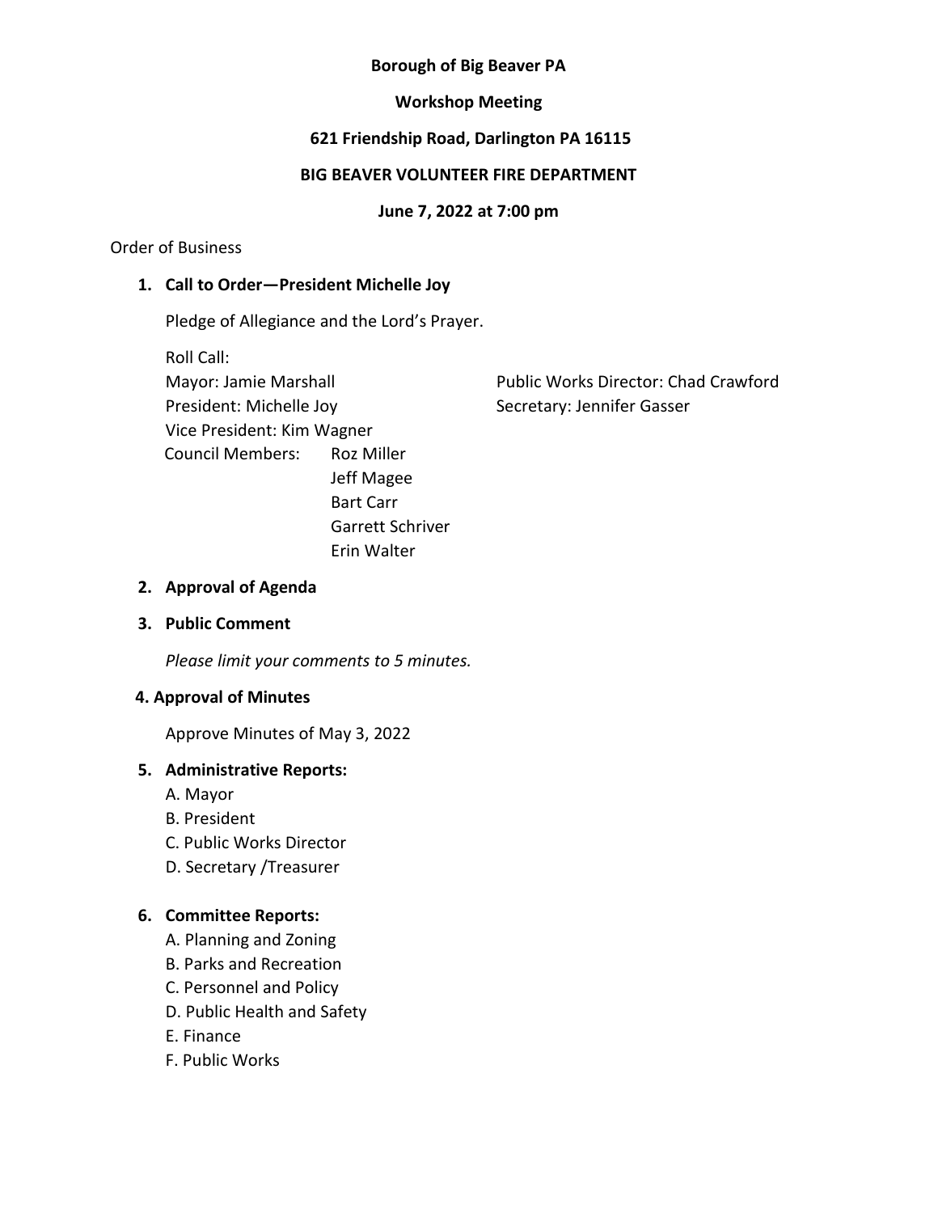**Borough of Big Beaver PA**

**Workshop Meeting**

**621 Friendship Road, Darlington PA 16115**

**BIG BEAVER VOLUNTEER FIRE DEPARTMENT**

**June 7, 2022 at 7:00 pm**

Order of Business

1. **Call to Order—President Michelle Joy**

   Pledge of Allegiance and the Lord's Prayer.

   Roll Call:

   Mayor: Jamie Marshall
   President: Michelle Joy
   Vice President: Kim Wagner
   Council Members: Roz Miller
   Jeff Magee
   Bart Carr
   Garrett Schriver
   Erin Walter

   Public Works Director: Chad Crawford
   Secretary: Jennifer Gasser

2. **Approval of Agenda**

3. **Public Comment**

   *Please limit your comments to 5 minutes.*

4. **Approval of Minutes**

   Approve Minutes of May 3, 2022

5. **Administrative Reports:**
   A. Mayor
   B. President
   C. Public Works Director
   D. Secretary /Treasurer

6. **Committee Reports:**
   A. Planning and Zoning
   B. Parks and Recreation
   C. Personnel and Policy
   D. Public Health and Safety
   E. Finance
   F. Public Works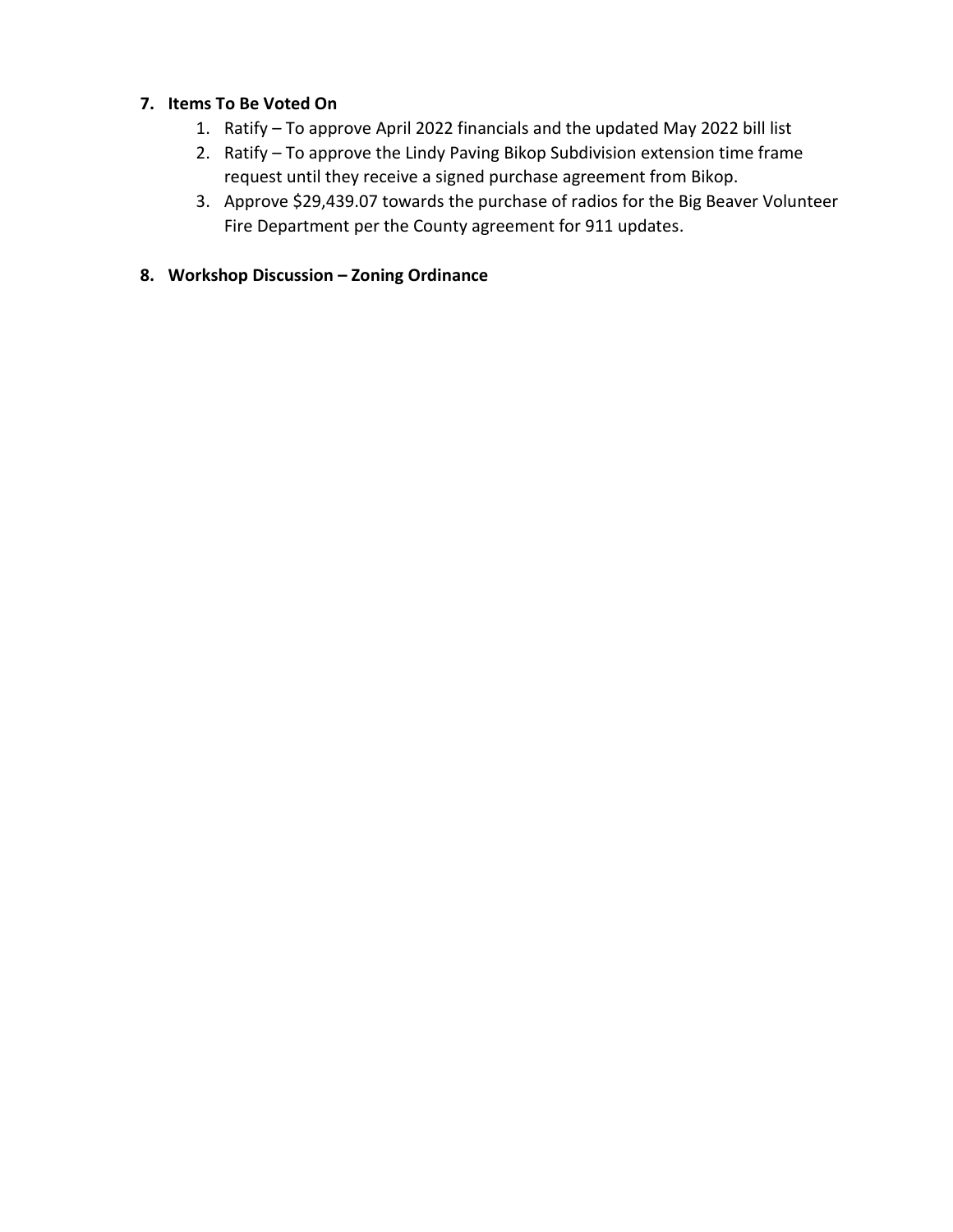7. **Items To Be Voted On**
    1. Ratify – To approve April 2022 financials and the updated May 2022 bill list
    2. Ratify – To approve the Lindy Paving Bikop Subdivision extension time frame request until they receive a signed purchase agreement from Bikop.
    3. Approve $29,439.07 towards the purchase of radios for the Big Beaver Volunteer Fire Department per the County agreement for 911 updates.

8. **Workshop Discussion – Zoning Ordinance**